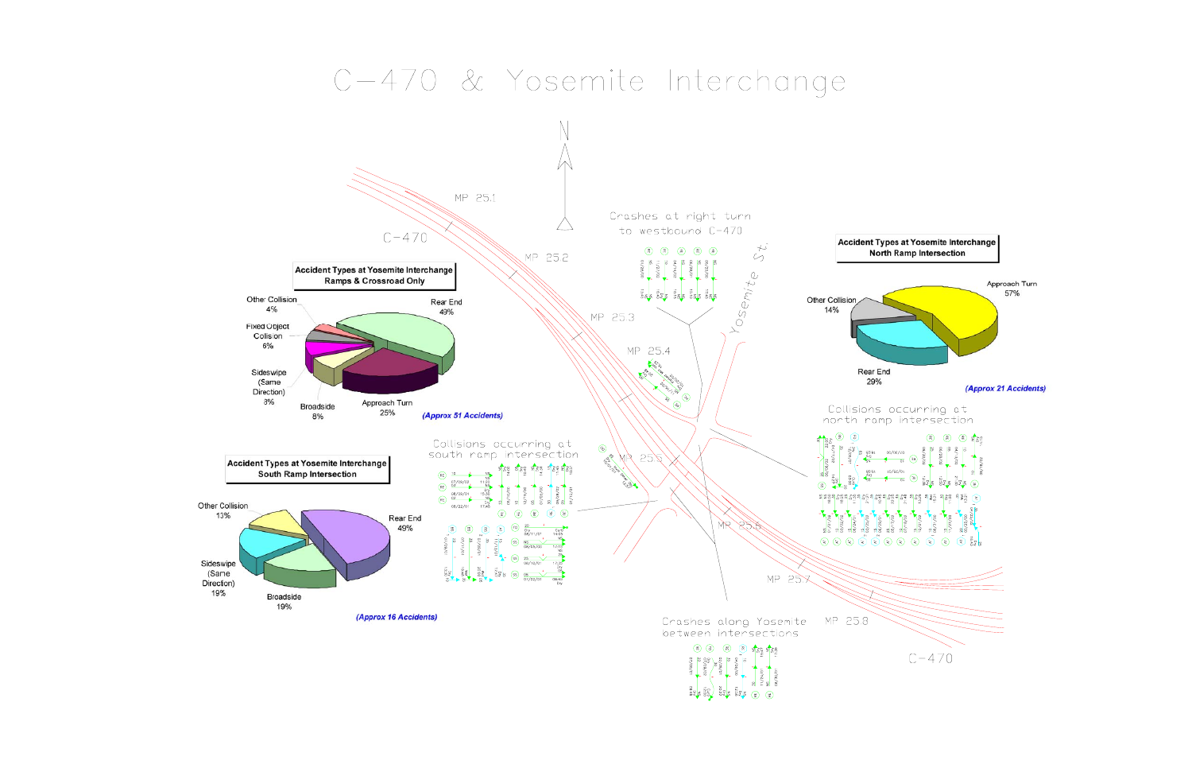# C-470 & Yosemite Interchange

N

C-470

MP 25.1

MP 25.2

MP 25.3

MP 25.4

MP 25.5

MP 25.6

MP 25.7

MP 25.8

C-470

Yosemite St.

Crashes at right turn to westbound C-470

Collisions occurring at north ramp intersection

Collisions occurring at south ramp intersection

Crashes along Yosemite between intersections

**Accident Types at Yosemite Interchange Ramps & Crossroad Only**

Rear End 49%

Approach Turn 25%

Broadside 8%

Sideswipe (Same Direction) 8%

Fixed Object Collision 6%

Other Collision 4%

*(Approx 51 Accidents)*

**Accident Types at Yosemite Interchange South Ramp Intersection**

Rear End 49%

Broadside 19%

Sideswipe (Same Direction) 19%

Other Collision 13%

*(Approx 16 Accidents)*

**Accident Types at Yosemite Interchange North Ramp Intersection**

Approach Turn 57%

Rear End 29%

Other Collision 14%

*(Approx 21 Accidents)*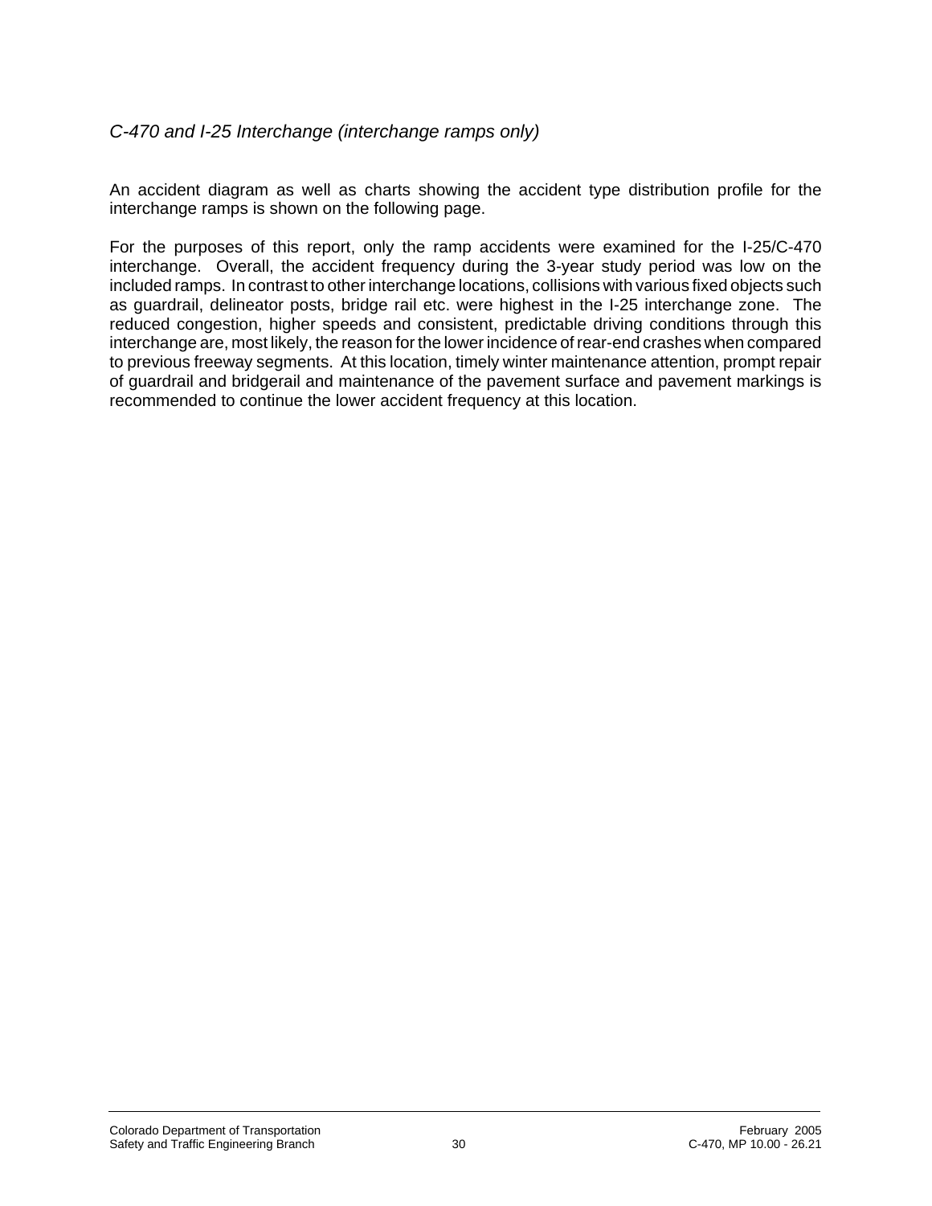*C-470 and I-25 Interchange (interchange ramps only)*

An accident diagram as well as charts showing the accident type distribution profile for the interchange ramps is shown on the following page.

For the purposes of this report, only the ramp accidents were examined for the I-25/C-470 interchange. Overall, the accident frequency during the 3-year study period was low on the included ramps. In contrast to other interchange locations, collisions with various fixed objects such as guardrail, delineator posts, bridge rail etc. were highest in the I-25 interchange zone. The reduced congestion, higher speeds and consistent, predictable driving conditions through this interchange are, most likely, the reason for the lower incidence of rear-end crashes when compared to previous freeway segments. At this location, timely winter maintenance attention, prompt repair of guardrail and bridgerail and maintenance of the pavement surface and pavement markings is recommended to continue the lower accident frequency at this location.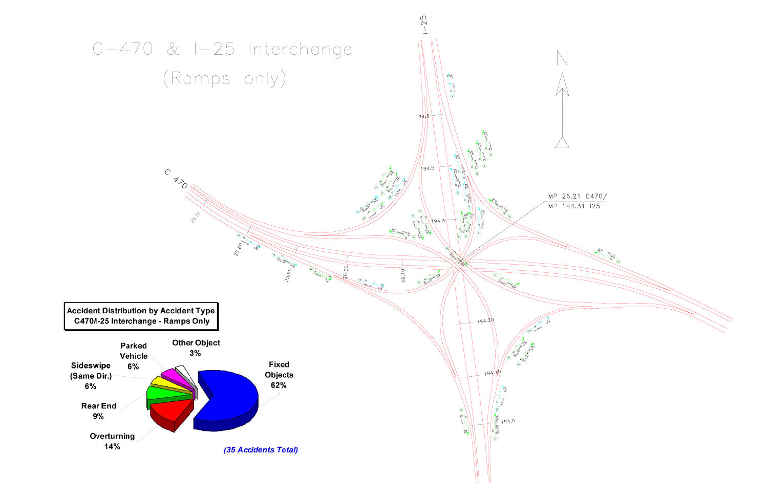# C-470 & I-25 Interchange (Ramps only)

I-25

N

C 470

MP 26.21 C470/
MP 194.31 I25

194.6

194.5

194.4

194.20

194.10

194.0

25.70

25.80

25.90

26.00

26.10

**Accident Distribution by Accident Type**
**C470/I-25 Interchange - Ramps Only**

Fixed Objects 62%

Overturning 14%

Rear End 9%

Sideswipe (Same Dir.) 6%

Parked Vehicle 6%

Other Object 3%

*(35 Accidents Total)*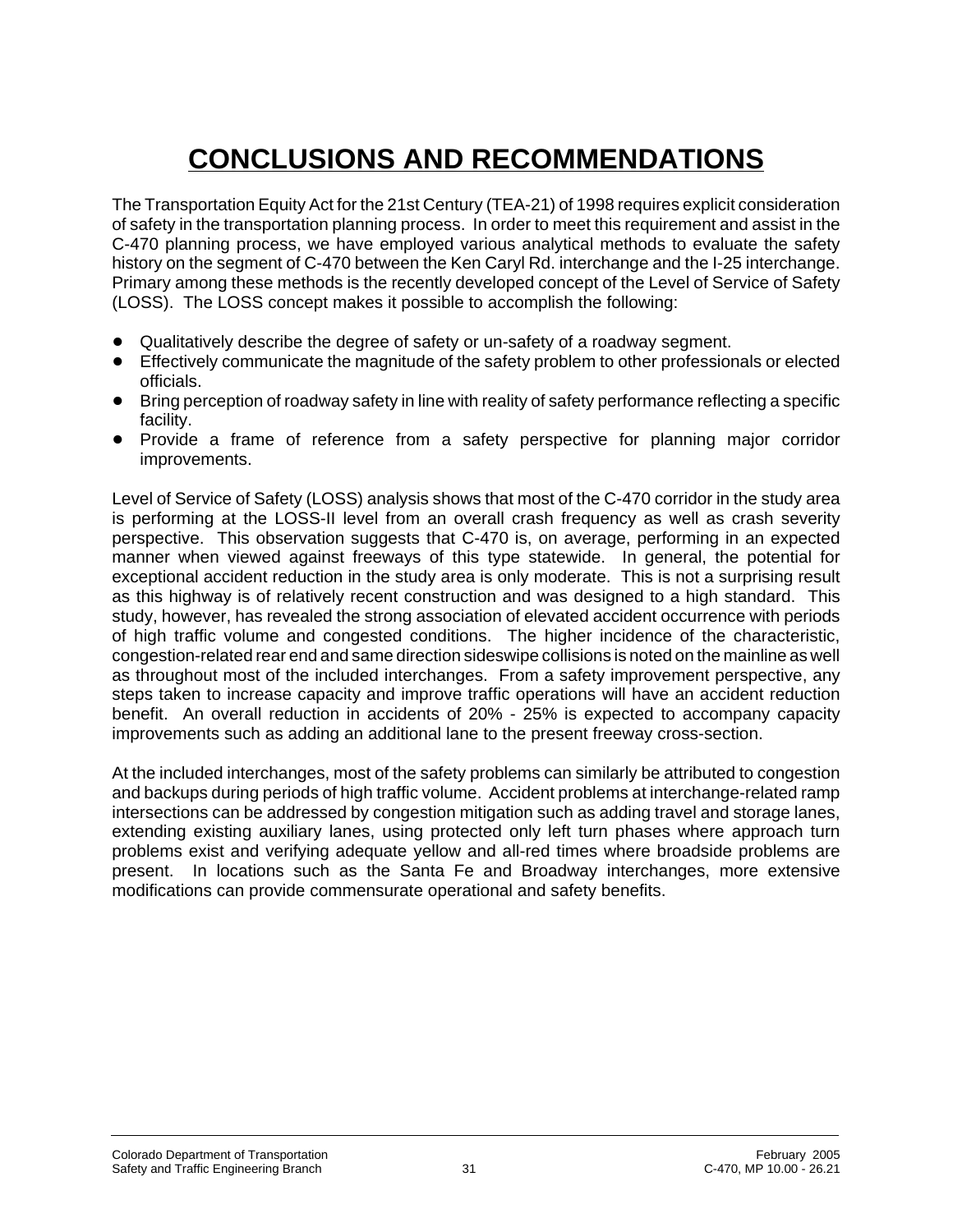# CONCLUSIONS AND RECOMMENDATIONS

The Transportation Equity Act for the 21st Century (TEA-21) of 1998 requires explicit consideration of safety in the transportation planning process. In order to meet this requirement and assist in the C-470 planning process, we have employed various analytical methods to evaluate the safety history on the segment of C-470 between the Ken Caryl Rd. interchange and the I-25 interchange. Primary among these methods is the recently developed concept of the Level of Service of Safety (LOSS). The LOSS concept makes it possible to accomplish the following:

- Qualitatively describe the degree of safety or un-safety of a roadway segment.
- Effectively communicate the magnitude of the safety problem to other professionals or elected officials.
- Bring perception of roadway safety in line with reality of safety performance reflecting a specific facility.
- Provide a frame of reference from a safety perspective for planning major corridor improvements.

Level of Service of Safety (LOSS) analysis shows that most of the C-470 corridor in the study area is performing at the LOSS-II level from an overall crash frequency as well as crash severity perspective. This observation suggests that C-470 is, on average, performing in an expected manner when viewed against freeways of this type statewide. In general, the potential for exceptional accident reduction in the study area is only moderate. This is not a surprising result as this highway is of relatively recent construction and was designed to a high standard. This study, however, has revealed the strong association of elevated accident occurrence with periods of high traffic volume and congested conditions. The higher incidence of the characteristic, congestion-related rear end and same direction sideswipe collisions is noted on the mainline as well as throughout most of the included interchanges. From a safety improvement perspective, any steps taken to increase capacity and improve traffic operations will have an accident reduction benefit. An overall reduction in accidents of 20% - 25% is expected to accompany capacity improvements such as adding an additional lane to the present freeway cross-section.

At the included interchanges, most of the safety problems can similarly be attributed to congestion and backups during periods of high traffic volume. Accident problems at interchange-related ramp intersections can be addressed by congestion mitigation such as adding travel and storage lanes, extending existing auxiliary lanes, using protected only left turn phases where approach turn problems exist and verifying adequate yellow and all-red times where broadside problems are present. In locations such as the Santa Fe and Broadway interchanges, more extensive modifications can provide commensurate operational and safety benefits.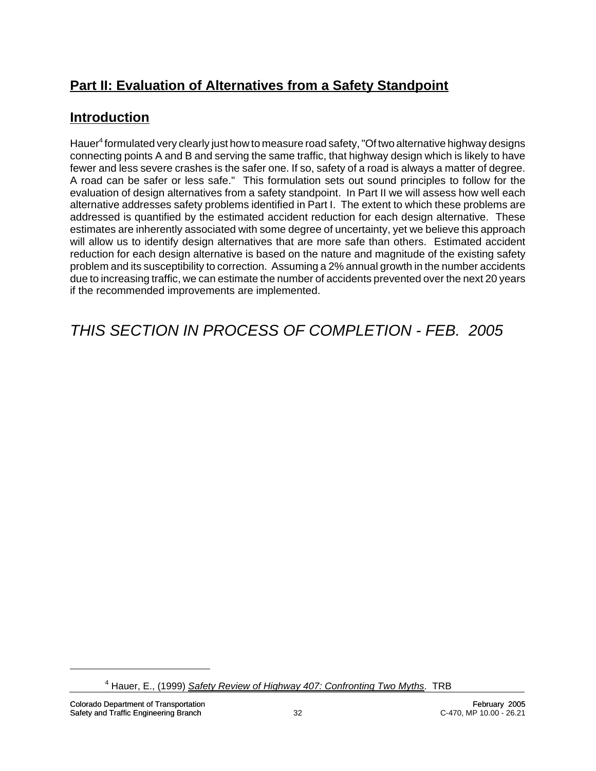## Part II: Evaluation of Alternatives from a Safety Standpoint

## Introduction

Hauer[4] formulated very clearly just how to measure road safety, "Of two alternative highway designs connecting points A and B and serving the same traffic, that highway design which is likely to have fewer and less severe crashes is the safer one. If so, safety of a road is always a matter of degree. A road can be safer or less safe." This formulation sets out sound principles to follow for the evaluation of design alternatives from a safety standpoint. In Part II we will assess how well each alternative addresses safety problems identified in Part I. The extent to which these problems are addressed is quantified by the estimated accident reduction for each design alternative. These estimates are inherently associated with some degree of uncertainty, yet we believe this approach will allow us to identify design alternatives that are more safe than others. Estimated accident reduction for each design alternative is based on the nature and magnitude of the existing safety problem and its susceptibility to correction. Assuming a 2% annual growth in the number accidents due to increasing traffic, we can estimate the number of accidents prevented over the next 20 years if the recommended improvements are implemented.

*THIS SECTION IN PROCESS OF COMPLETION - FEB. 2005*

[4] Hauer, E., (1999) *Safety Review of Highway 407: Confronting Two Myths*. TRB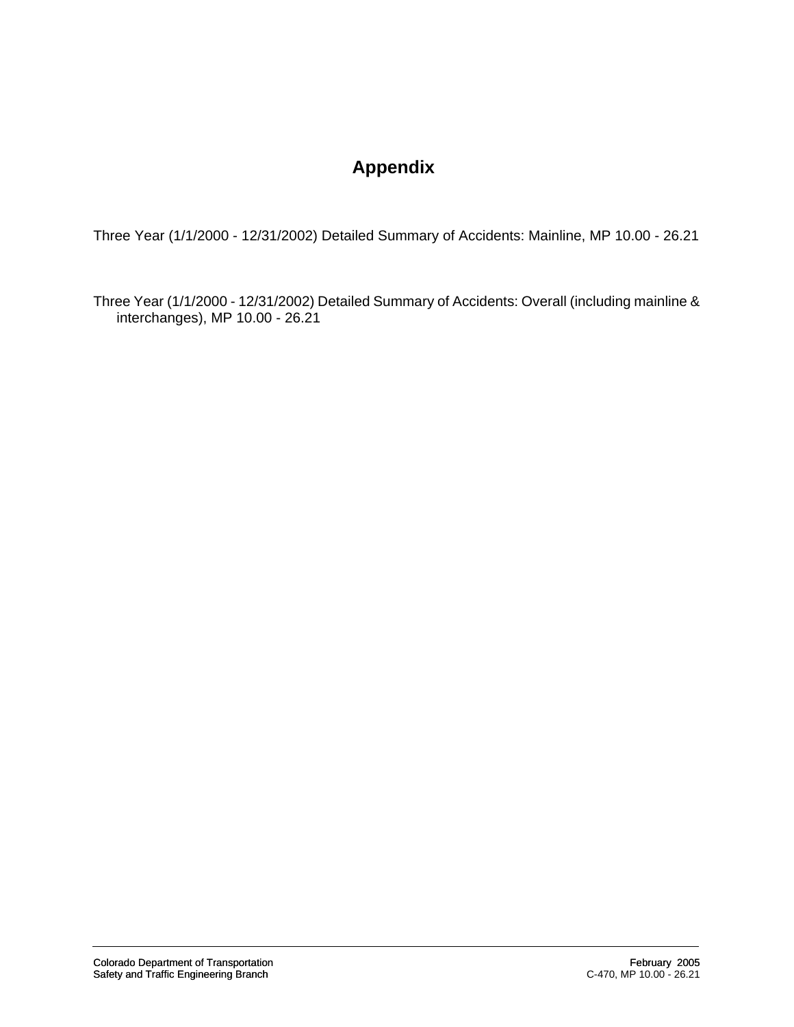# Appendix

Three Year (1/1/2000 - 12/31/2002) Detailed Summary of Accidents: Mainline, MP 10.00 - 26.21

Three Year (1/1/2000 - 12/31/2002) Detailed Summary of Accidents: Overall (including mainline & interchanges), MP 10.00 - 26.21